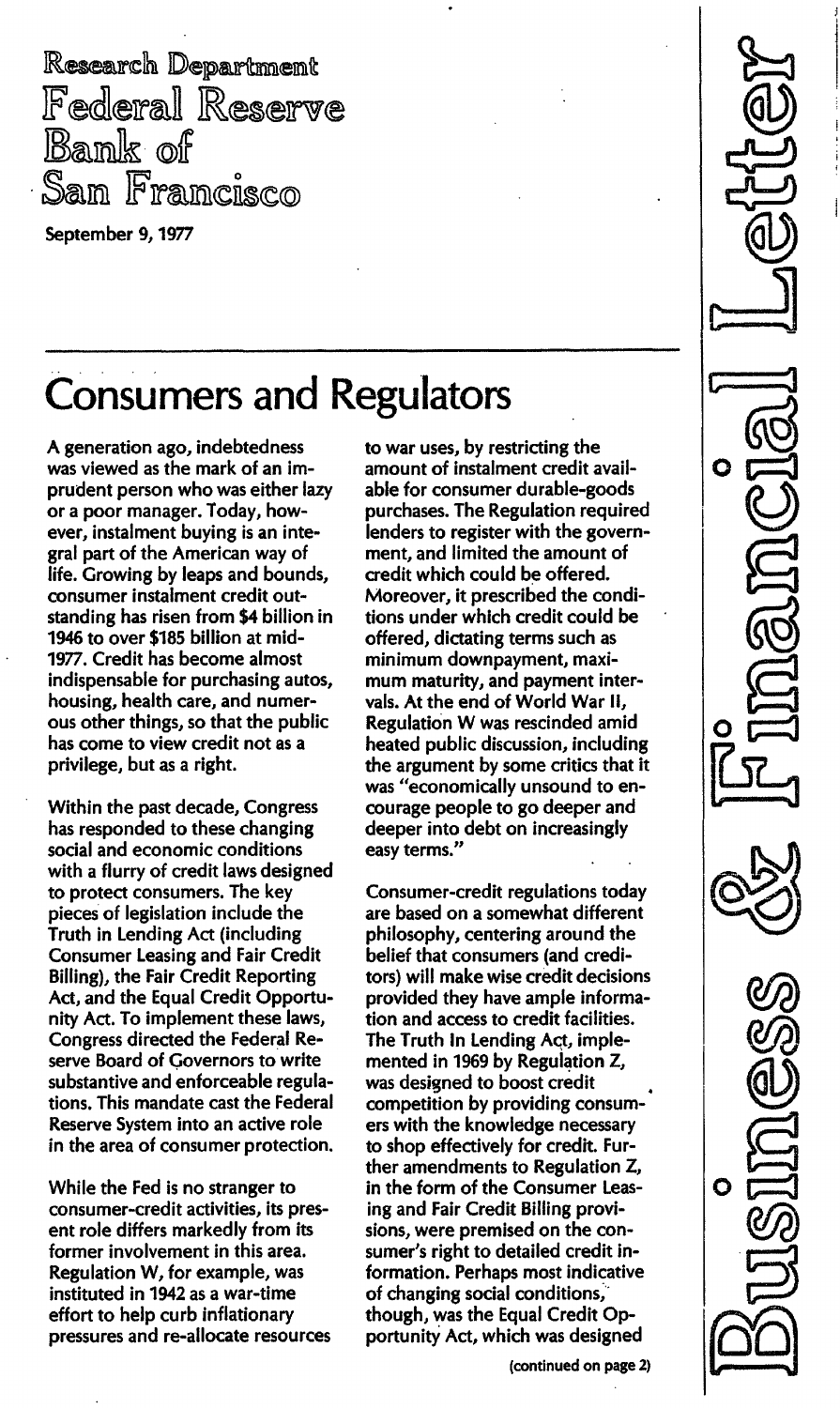Research Department
Federal Reserve Bank of San Francisco

September 9, 1977

Business & Financial Letter

# Consumers and Regulators

A generation ago, indebtedness was viewed as the mark of an imprudent person who was either lazy or a poor manager. Today, however, instalment buying is an integral part of the American way of life. Growing by leaps and bounds, consumer instalment credit outstanding has risen from $4 billion in 1946 to over $185 billion at mid-1977. Credit has become almost indispensable for purchasing autos, housing, health care, and numerous other things, so that the public has come to view credit not as a privilege, but as a right.

Within the past decade, Congress has responded to these changing social and economic conditions with a flurry of credit laws designed to protect consumers. The key pieces of legislation include the Truth in Lending Act (including Consumer Leasing and Fair Credit Billing), the Fair Credit Reporting Act, and the Equal Credit Opportunity Act. To implement these laws, Congress directed the Federal Reserve Board of Governors to write substantive and enforceable regulations. This mandate cast the Federal Reserve System into an active role in the area of consumer protection.

While the Fed is no stranger to consumer-credit activities, its present role differs markedly from its former involvement in this area. Regulation W, for example, was instituted in 1942 as a war-time effort to help curb inflationary pressures and re-allocate resources to war uses, by restricting the amount of instalment credit available for consumer durable-goods purchases. The Regulation required lenders to register with the government, and limited the amount of credit which could be offered. Moreover, it prescribed the conditions under which credit could be offered, dictating terms such as minimum downpayment, maximum maturity, and payment intervals. At the end of World War II, Regulation W was rescinded amid heated public discussion, including the argument by some critics that it was "economically unsound to encourage people to go deeper and deeper into debt on increasingly easy terms."

Consumer-credit regulations today are based on a somewhat different philosophy, centering around the belief that consumers (and creditors) will make wise credit decisions provided they have ample information and access to credit facilities. The Truth In Lending Act, implemented in 1969 by Regulation Z, was designed to boost credit competition by providing consumers with the knowledge necessary to shop effectively for credit. Further amendments to Regulation Z, in the form of the Consumer Leasing and Fair Credit Billing provisions, were premised on the consumer's right to detailed credit information. Perhaps most indicative of changing social conditions, though, was the Equal Credit Opportunity Act, which was designed

(continued on page 2)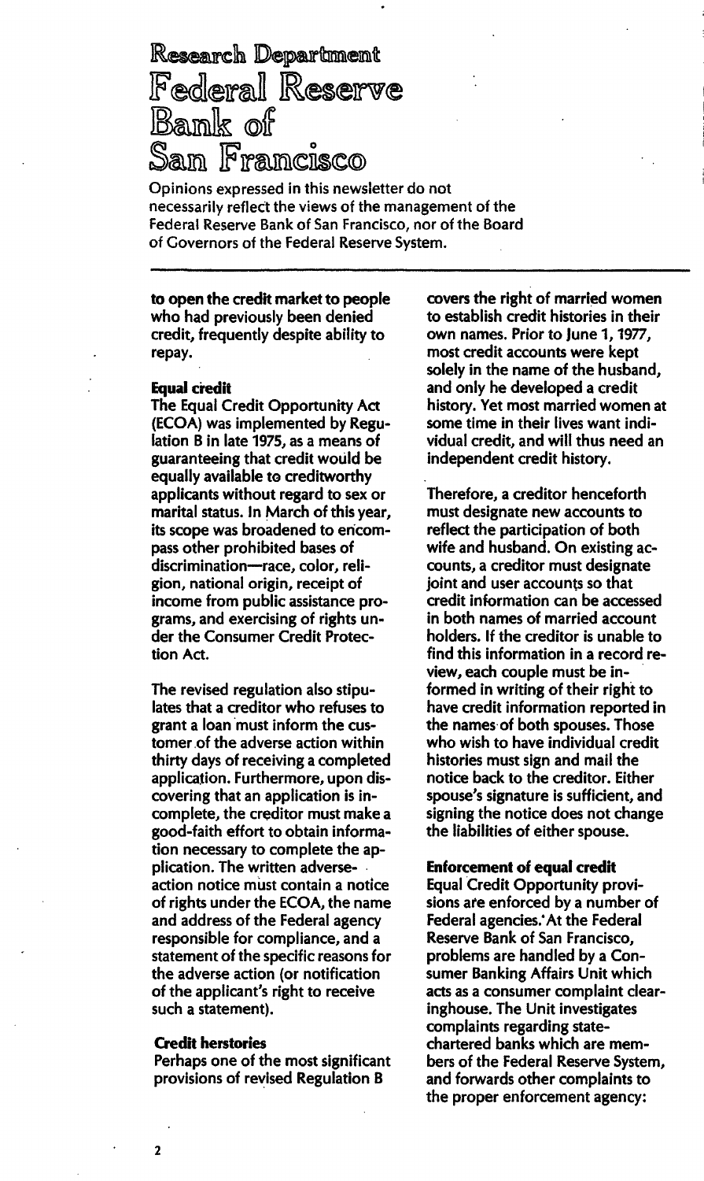# Research Department Federal Reserve Bank of San Francisco

Opinions expressed in this newsletter do not necessarily reflect the views of the management of the Federal Reserve Bank of San Francisco, nor of the Board of Governors of the Federal Reserve System.

**to open the credit market to people** who had previously been denied credit, frequently despite ability to repay.

### Equal credit

The Equal Credit Opportunity Act (ECOA) was implemented by Regulation B in late 1975, as a means of guaranteeing that credit would be equally available to creditworthy applicants without regard to sex or marital status. In March of this year, its scope was broadened to encompass other prohibited bases of discrimination—race, color, religion, national origin, receipt of income from public assistance programs, and exercising of rights under the Consumer Credit Protection Act.

The revised regulation also stipulates that a creditor who refuses to grant a loan must inform the customer of the adverse action within thirty days of receiving a completed application. Furthermore, upon discovering that an application is incomplete, the creditor must make a good-faith effort to obtain information necessary to complete the application. The written adverse-action notice must contain a notice of rights under the ECOA, the name and address of the Federal agency responsible for compliance, and a statement of the specific reasons for the adverse action (or notification of the applicant's right to receive such a statement).

### Credit herstories

Perhaps one of the most significant provisions of revised Regulation B covers the right of married women to establish credit histories in their own names. Prior to June 1, 1977, most credit accounts were kept solely in the name of the husband, and only he developed a credit history. Yet most married women at some time in their lives want individual credit, and will thus need an independent credit history.

Therefore, a creditor henceforth must designate new accounts to reflect the participation of both wife and husband. On existing accounts, a creditor must designate joint and user accounts so that credit information can be accessed in both names of married account holders. If the creditor is unable to find this information in a record review, each couple must be informed in writing of their right to have credit information reported in the names of both spouses. Those who wish to have individual credit histories must sign and mail the notice back to the creditor. Either spouse's signature is sufficient, and signing the notice does not change the liabilities of either spouse.

### Enforcement of equal credit

Equal Credit Opportunity provisions are enforced by a number of Federal agencies. At the Federal Reserve Bank of San Francisco, problems are handled by a Consumer Banking Affairs Unit which acts as a consumer complaint clearinghouse. The Unit investigates complaints regarding state-chartered banks which are members of the Federal Reserve System, and forwards other complaints to the proper enforcement agency: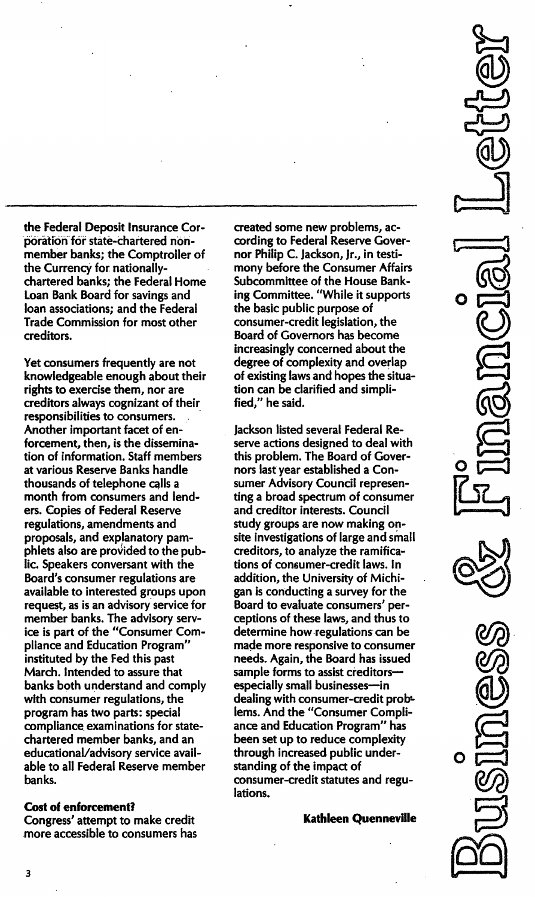the Federal Deposit Insurance Corporation for state-chartered nonmember banks; the Comptroller of the Currency for nationally-chartered banks; the Federal Home Loan Bank Board for savings and loan associations; and the Federal Trade Commission for most other creditors.

Yet consumers frequently are not knowledgeable enough about their rights to exercise them, nor are creditors always cognizant of their responsibilities to consumers. Another important facet of enforcement, then, is the dissemination of information. Staff members at various Reserve Banks handle thousands of telephone calls a month from consumers and lenders. Copies of Federal Reserve regulations, amendments and proposals, and explanatory pamphlets also are provided to the public. Speakers conversant with the Board's consumer regulations are available to interested groups upon request, as is an advisory service for member banks. The advisory service is part of the "Consumer Compliance and Education Program" instituted by the Fed this past March. Intended to assure that banks both understand and comply with consumer regulations, the program has two parts: special compliance examinations for state-chartered member banks, and an educational/advisory service available to all Federal Reserve member banks.

**Cost of enforcement?**

Congress' attempt to make credit more accessible to consumers has created some new problems, according to Federal Reserve Governor Philip C. Jackson, Jr., in testimony before the Consumer Affairs Subcommittee of the House Banking Committee. "While it supports the basic public purpose of consumer-credit legislation, the Board of Governors has become increasingly concerned about the degree of complexity and overlap of existing laws and hopes the situation can be clarified and simplified," he said.

Jackson listed several Federal Reserve actions designed to deal with this problem. The Board of Governors last year established a Consumer Advisory Council representing a broad spectrum of consumer and creditor interests. Council study groups are now making on-site investigations of large and small creditors, to analyze the ramifications of consumer-credit laws. In addition, the University of Michigan is conducting a survey for the Board to evaluate consumers' perceptions of these laws, and thus to determine how regulations can be made more responsive to consumer needs. Again, the Board has issued sample forms to assist creditors—especially small businesses—in dealing with consumer-credit problems. And the "Consumer Compliance and Education Program" has been set up to reduce complexity through increased public understanding of the impact of consumer-credit statutes and regulations.

**Kathleen Quenneville**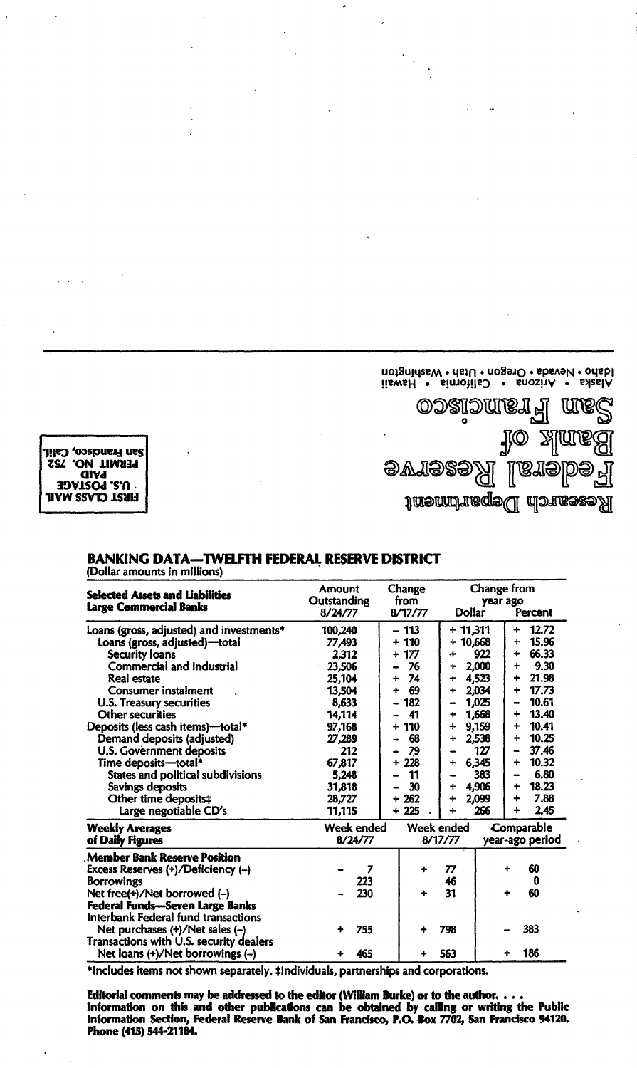Research Department
Federal Reserve
Bank of
San Francisco

Alaska • Arizona • California • Hawaii
Idaho • Nevada • Oregon • Utah • Washington

FIRST CLASS MAIL
U.S. POSTAGE
PAID
PERMIT NO. 752
San Francisco, Calif.

## BANKING DATA—TWELFTH FEDERAL RESERVE DISTRICT

(Dollar amounts in millions)

| Selected Assets and Liabilities Large Commercial Banks | Amount Outstanding 8/24/77 | Change from 8/17/77 | Change from year ago Dollar | Percent |
|---|---|---|---|---|
| Loans (gross, adjusted) and investments* | 100,240 | – 113 | + 11,311 | + 12.72 |
| Loans (gross, adjusted)—total | 77,493 | + 110 | + 10,668 | + 15.96 |
| Security loans | 2,312 | + 177 | + 922 | + 66.33 |
| Commercial and industrial | 23,506 | – 76 | + 2,000 | + 9.30 |
| Real estate | 25,104 | + 74 | + 4,523 | + 21.98 |
| Consumer instalment | 13,504 | + 69 | + 2,034 | + 17.73 |
| U.S. Treasury securities | 8,633 | – 182 | – 1,025 | – 10.61 |
| Other securities | 14,114 | – 41 | + 1,668 | + 13.40 |
| Deposits (less cash items)—total* | 97,168 | + 110 | + 9,159 | + 10.41 |
| Demand deposits (adjusted) | 27,289 | – 68 | + 2,538 | + 10.25 |
| U.S. Government deposits | 212 | – 79 | – 127 | – 37.46 |
| Time deposits—total* | 67,817 | + 228 | + 6,345 | + 10.32 |
| States and political subdivisions | 5,248 | – 11 | – 383 | – 6.80 |
| Savings deposits | 31,818 | – 30 | + 4,906 | + 18.23 |
| Other time deposits‡ | 28,727 | + 262 | + 2,099 | + 7.88 |
| Large negotiable CD's | 11,115 | + 225 | + 266 | + 2.45 |

| Weekly Averages of Daily Figures | Week ended 8/24/77 | Week ended 8/17/77 | Comparable year-ago period |
|---|---|---|---|
| **Member Bank Reserve Position** | | | |
| Excess Reserves (+)/Deficiency (–) | – 7 | + 77 | + 60 |
| Borrowings | 223 | 46 | 0 |
| Net free(+)/Net borrowed (–) | – 230 | + 31 | + 60 |
| **Federal Funds—Seven Large Banks** | | | |
| Interbank Federal fund transactions | | | |
| Net purchases (+)/Net sales (–) | + 755 | + 798 | – 383 |
| Transactions with U.S. security dealers | | | |
| Net loans (+)/Net borrowings (–) | + 465 | + 563 | + 186 |

*Includes items not shown separately. ‡Individuals, partnerships and corporations.

**Editorial comments may be addressed to the editor (William Burke) or to the author. . . .**
**Information on this and other publications can be obtained by calling or writing the Public Information Section, Federal Reserve Bank of San Francisco, P.O. Box 7702, San Francisco 94120. Phone (415) 544-21184.**